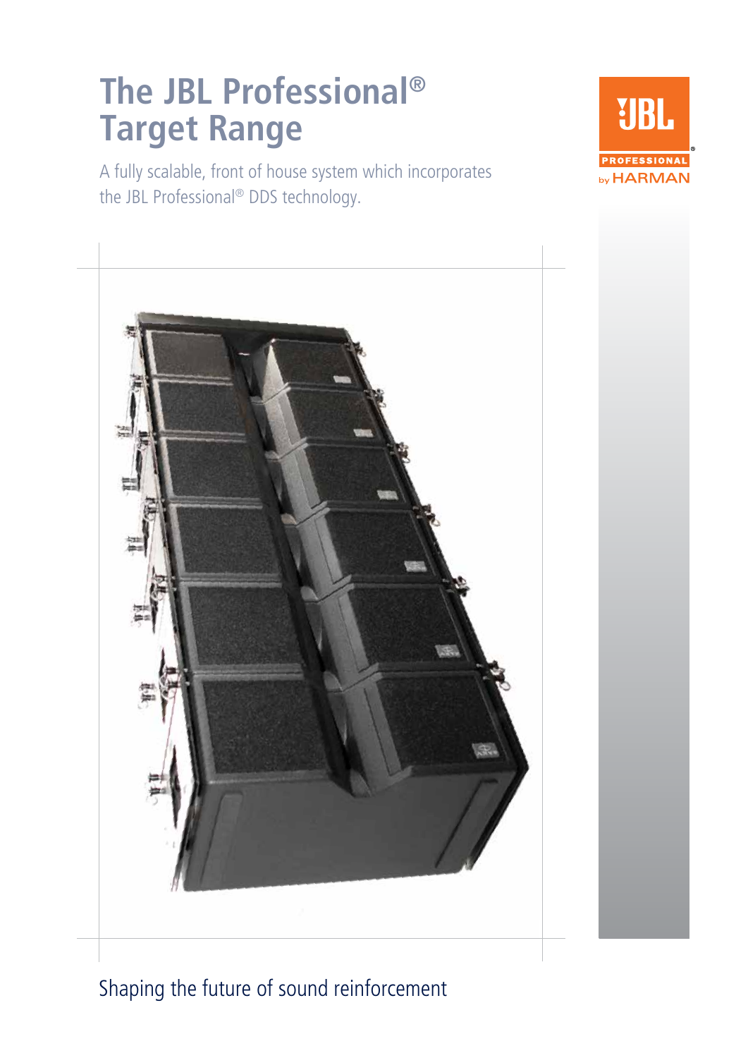# The JBL Professional® Target Range

A fully scalable, front of house system which incorporates the JBL Professional® DDS technology.

JBL PROFESSIONAL by HARMAN

Shaping the future of sound reinforcement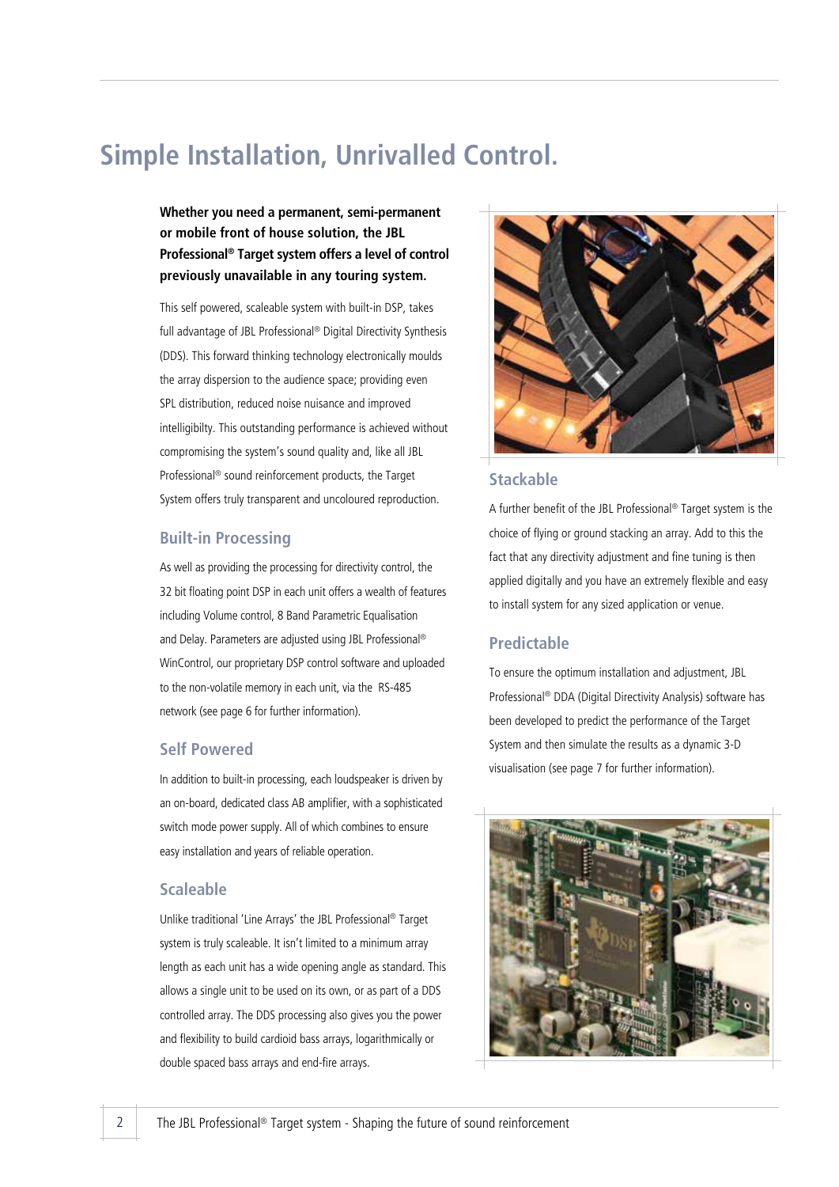# Simple Installation, Unrivalled Control.

**Whether you need a permanent, semi-permanent or mobile front of house solution, the JBL Professional® Target system offers a level of control previously unavailable in any touring system.**

This self powered, scaleable system with built-in DSP, takes full advantage of JBL Professional® Digital Directivity Synthesis (DDS). This forward thinking technology electronically moulds the array dispersion to the audience space; providing even SPL distribution, reduced noise nuisance and improved intelligibilty. This outstanding performance is achieved without compromising the system's sound quality and, like all JBL Professional® sound reinforcement products, the Target System offers truly transparent and uncoloured reproduction.

## Built-in Processing

As well as providing the processing for directivity control, the 32 bit floating point DSP in each unit offers a wealth of features including Volume control, 8 Band Parametric Equalisation and Delay. Parameters are adjusted using JBL Professional® WinControl, our proprietary DSP control software and uploaded to the non-volatile memory in each unit, via the RS-485 network (see page 6 for further information).

## Self Powered

In addition to built-in processing, each loudspeaker is driven by an on-board, dedicated class AB amplifier, with a sophisticated switch mode power supply. All of which combines to ensure easy installation and years of reliable operation.

## Scaleable

Unlike traditional 'Line Arrays' the JBL Professional® Target system is truly scaleable. It isn't limited to a minimum array length as each unit has a wide opening angle as standard. This allows a single unit to be used on its own, or as part of a DDS controlled array. The DDS processing also gives you the power and flexibility to build cardioid bass arrays, logarithmically or double spaced bass arrays and end-fire arrays.

## Stackable

A further benefit of the JBL Professional® Target system is the choice of flying or ground stacking an array. Add to this the fact that any directivity adjustment and fine tuning is then applied digitally and you have an extremely flexible and easy to install system for any sized application or venue.

## Predictable

To ensure the optimum installation and adjustment, JBL Professional® DDA (Digital Directivity Analysis) software has been developed to predict the performance of the Target System and then simulate the results as a dynamic 3-D visualisation (see page 7 for further information).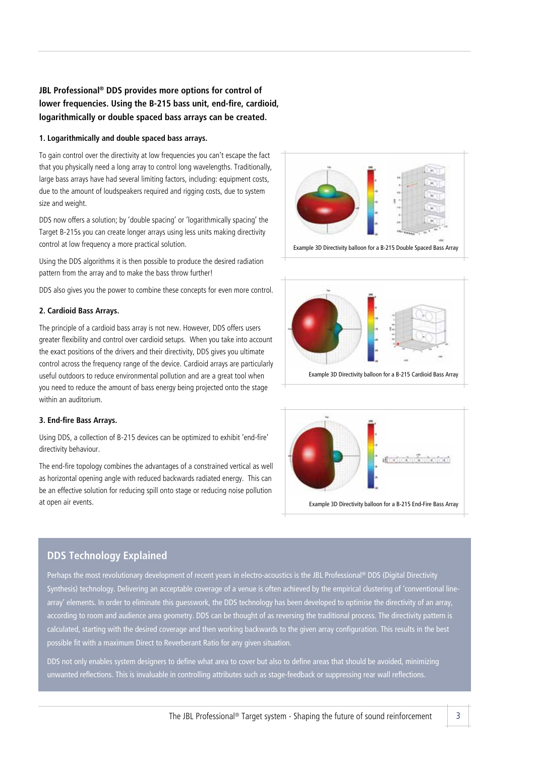**JBL Professional® DDS provides more options for control of lower frequencies. Using the B-215 bass unit, end-fire, cardioid, logarithmically or double spaced bass arrays can be created.**

#### 1. Logarithmically and double spaced bass arrays.

To gain control over the directivity at low frequencies you can't escape the fact that you physically need a long array to control long wavelengths. Traditionally, large bass arrays have had several limiting factors, including: equipment costs, due to the amount of loudspeakers required and rigging costs, due to system size and weight.

DDS now offers a solution; by 'double spacing' or 'logarithmically spacing' the Target B-215s you can create longer arrays using less units making directivity control at low frequency a more practical solution.

Using the DDS algorithms it is then possible to produce the desired radiation pattern from the array and to make the bass throw further!

DDS also gives you the power to combine these concepts for even more control.

Example 3D Directivity balloon for a B-215 Double Spaced Bass Array

#### 2. Cardioid Bass Arrays.

The principle of a cardioid bass array is not new. However, DDS offers users greater flexibility and control over cardioid setups. When you take into account the exact positions of the drivers and their directivity, DDS gives you ultimate control across the frequency range of the device. Cardioid arrays are particularly useful outdoors to reduce environmental pollution and are a great tool when you need to reduce the amount of bass energy being projected onto the stage within an auditorium.

Example 3D Directivity balloon for a B-215 Cardioid Bass Array

#### 3. End-fire Bass Arrays.

Using DDS, a collection of B-215 devices can be optimized to exhibit 'end-fire' directivity behaviour.

The end-fire topology combines the advantages of a constrained vertical as well as horizontal opening angle with reduced backwards radiated energy. This can be an effective solution for reducing spill onto stage or reducing noise pollution at open air events.

Example 3D Directivity balloon for a B-215 End-Fire Bass Array

## DDS Technology Explained

Perhaps the most revolutionary development of recent years in electro-acoustics is the JBL Professional® DDS (Digital Directivity Synthesis) technology. Delivering an acceptable coverage of a venue is often achieved by the empirical clustering of 'conventional line-array' elements. In order to eliminate this guesswork, the DDS technology has been developed to optimise the directivity of an array, according to room and audience area geometry. DDS can be thought of as reversing the traditional process. The directivity pattern is calculated, starting with the desired coverage and then working backwards to the given array configuration. This results in the best possible fit with a maximum Direct to Reverberant Ratio for any given situation.

DDS not only enables system designers to define what area to cover but also to define areas that should be avoided, minimizing unwanted reflections. This is invaluable in controlling attributes such as stage-feedback or suppressing rear wall reflections.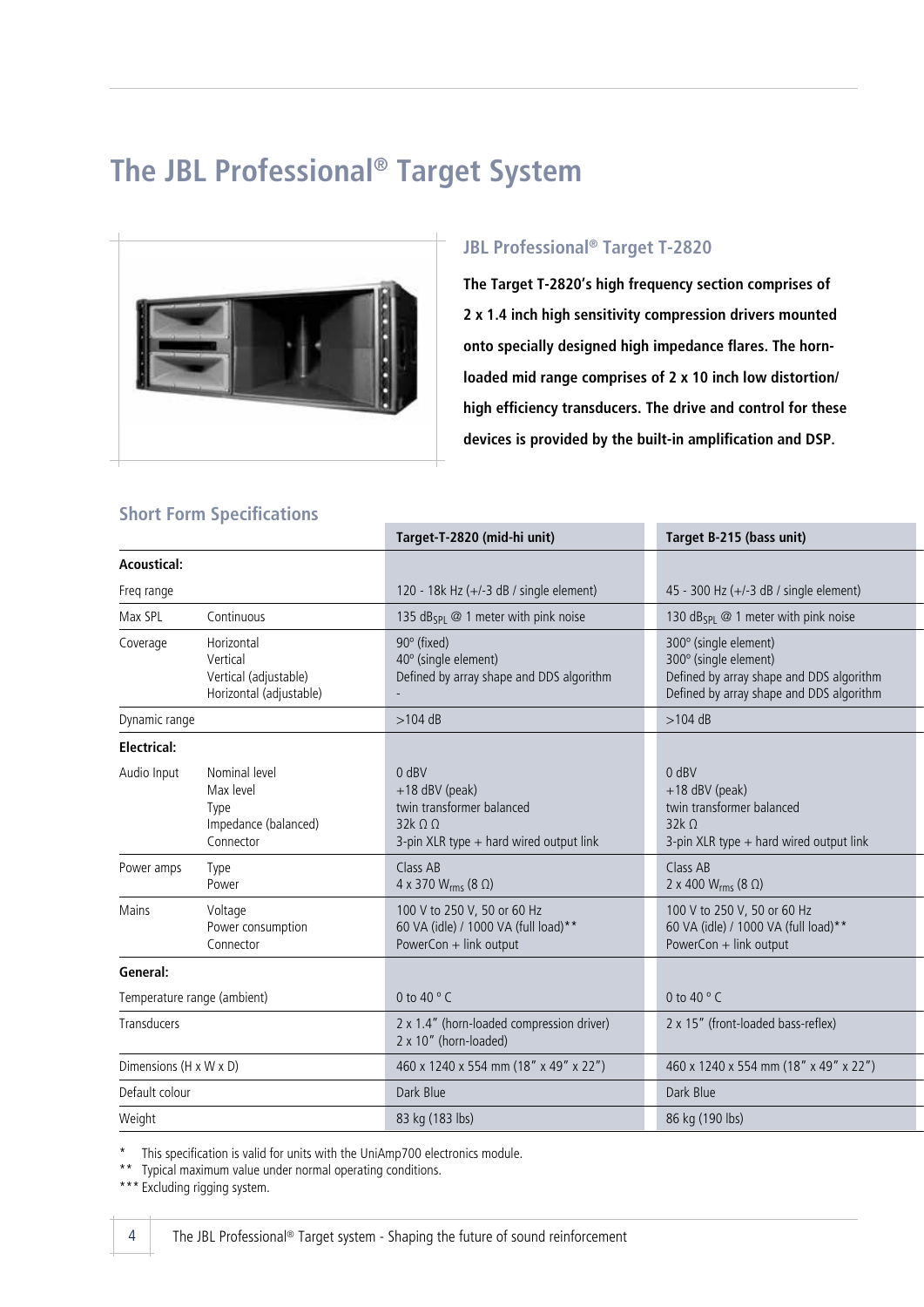# The JBL Professional® Target System

## JBL Professional® Target T-2820

**The Target T-2820's high frequency section comprises of 2 x 1.4 inch high sensitivity compression drivers mounted onto specially designed high impedance flares. The horn-loaded mid range comprises of 2 x 10 inch low distortion/ high efficiency transducers. The drive and control for these devices is provided by the built-in amplification and DSP.**

### Short Form Specifications

| | | Target-T-2820 (mid-hi unit) | Target B-215 (bass unit) |
|---|---|---|---|
| **Acoustical:** | | | |
| Freq range | | 120 - 18k Hz (+/-3 dB / single element) | 45 - 300 Hz (+/-3 dB / single element) |
| Max SPL | Continuous | 135 $dB_{SPL}$ @ 1 meter with pink noise | 130 $dB_{SPL}$ @ 1 meter with pink noise |
| Coverage | Horizontal<br>Vertical<br>Vertical (adjustable)<br>Horizontal (adjustable) | 90° (fixed)<br>40° (single element)<br>Defined by array shape and DDS algorithm<br>- | 300° (single element)<br>300° (single element)<br>Defined by array shape and DDS algorithm<br>Defined by array shape and DDS algorithm |
| Dynamic range | | >104 dB | >104 dB |
| **Electrical:** | | | |
| Audio Input | Nominal level<br>Max level<br>Type<br>Impedance (balanced)<br>Connector | 0 dBV<br>+18 dBV (peak)<br>twin transformer balanced<br>32k Ω Ω<br>3-pin XLR type + hard wired output link | 0 dBV<br>+18 dBV (peak)<br>twin transformer balanced<br>32k Ω<br>3-pin XLR type + hard wired output link |
| Power amps | Type<br>Power | Class AB<br>4 x 370 $W_{rms}$ (8 Ω) | Class AB<br>2 x 400 $W_{rms}$ (8 Ω) |
| Mains | Voltage<br>Power consumption<br>Connector | 100 V to 250 V, 50 or 60 Hz<br>60 VA (idle) / 1000 VA (full load)**<br>PowerCon + link output | 100 V to 250 V, 50 or 60 Hz<br>60 VA (idle) / 1000 VA (full load)**<br>PowerCon + link output |
| **General:** | | | |
| Temperature range (ambient) | | 0 to 40 ° C | 0 to 40 ° C |
| Transducers | | 2 x 1.4" (horn-loaded compression driver)<br>2 x 10" (horn-loaded) | 2 x 15" (front-loaded bass-reflex) |
| Dimensions (H x W x D) | | 460 x 1240 x 554 mm (18" x 49" x 22") | 460 x 1240 x 554 mm (18" x 49" x 22") |
| Default colour | | Dark Blue | Dark Blue |
| Weight | | 83 kg (183 lbs) | 86 kg (190 lbs) |

\* This specification is valid for units with the UniAmp700 electronics module.
\*\* Typical maximum value under normal operating conditions.
\*\*\* Excluding rigging system.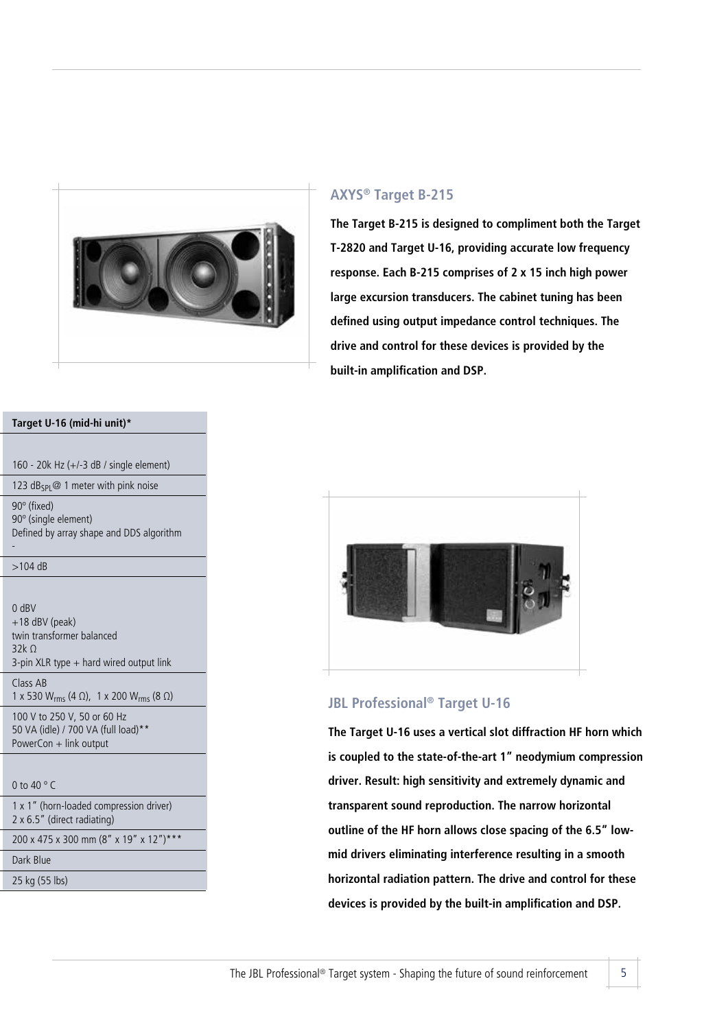## AXYS® Target B-215

**The Target B-215 is designed to compliment both the Target T-2820 and Target U-16, providing accurate low frequency response. Each B-215 comprises of 2 x 15 inch high power large excursion transducers. The cabinet tuning has been defined using output impedance control techniques. The drive and control for these devices is provided by the built-in amplification and DSP.**

| Target U-16 (mid-hi unit)* |
|---|
| 160 - 20k Hz (+/-3 dB / single element) |
| 123 $dB_{SPL}$@ 1 meter with pink noise |
| 90º (fixed)<br>90º (single element)<br>Defined by array shape and DDS algorithm<br>- |
| >104 dB |
| 0 dBV<br>+18 dBV (peak)<br>twin transformer balanced<br>32k Ω<br>3-pin XLR type + hard wired output link |
| Class AB<br>1 x 530 $W_{rms}$ (4 Ω), 1 x 200 $W_{rms}$ (8 Ω) |
| 100 V to 250 V, 50 or 60 Hz<br>50 VA (idle) / 700 VA (full load)**<br>PowerCon + link output |
| 0 to 40 ° C |
| 1 x 1" (horn-loaded compression driver)<br>2 x 6.5" (direct radiating) |
| 200 x 475 x 300 mm (8" x 19" x 12")*** |
| Dark Blue |
| 25 kg (55 lbs) |

## JBL Professional® Target U-16

**The Target U-16 uses a vertical slot diffraction HF horn which is coupled to the state-of-the-art 1" neodymium compression driver. Result: high sensitivity and extremely dynamic and transparent sound reproduction. The narrow horizontal outline of the HF horn allows close spacing of the 6.5" low-mid drivers eliminating interference resulting in a smooth horizontal radiation pattern. The drive and control for these devices is provided by the built-in amplification and DSP.**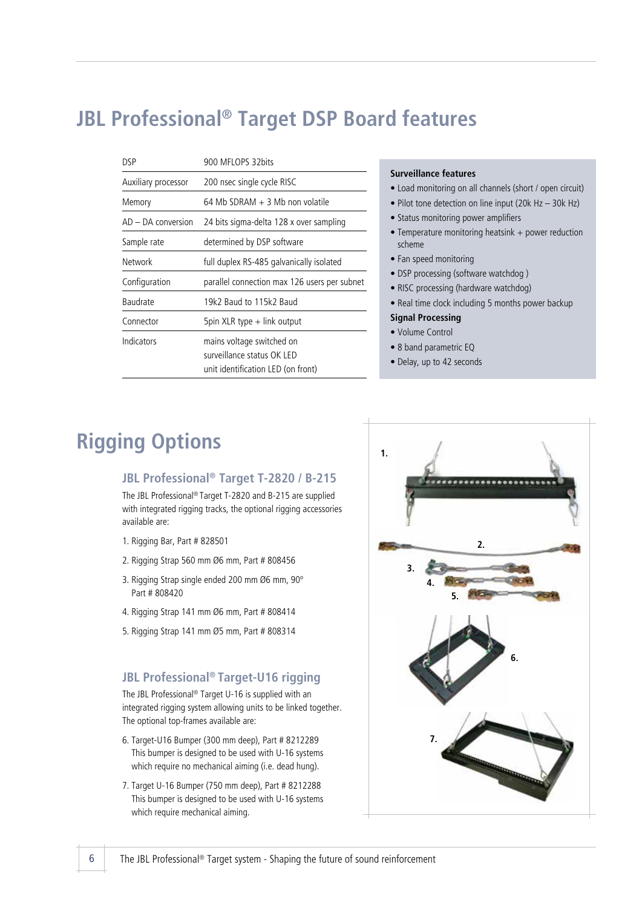# JBL Professional® Target DSP Board features

| | |
|---|---|
| DSP | 900 MFLOPS 32bits |
| Auxiliary processor | 200 nsec single cycle RISC |
| Memory | 64 Mb SDRAM + 3 Mb non volatile |
| AD – DA conversion | 24 bits sigma-delta 128 x over sampling |
| Sample rate | determined by DSP software |
| Network | full duplex RS-485 galvanically isolated |
| Configuration | parallel connection max 126 users per subnet |
| Baudrate | 19k2 Baud to 115k2 Baud |
| Connector | 5pin XLR type + link output |
| Indicators | mains voltage switched on<br>surveillance status OK LED<br>unit identification LED (on front) |

**Surveillance features**

- Load monitoring on all channels (short / open circuit)
- Pilot tone detection on line input (20k Hz – 30k Hz)
- Status monitoring power amplifiers
- Temperature monitoring heatsink + power reduction scheme
- Fan speed monitoring
- DSP processing (software watchdog )
- RISC processing (hardware watchdog)
- Real time clock including 5 months power backup

**Signal Processing**

- Volume Control
- 8 band parametric EQ
- Delay, up to 42 seconds

# Rigging Options

## JBL Professional® Target T-2820 / B-215

The JBL Professional® Target T-2820 and B-215 are supplied with integrated rigging tracks, the optional rigging accessories available are:

1. Rigging Bar, Part # 828501
2. Rigging Strap 560 mm Ø6 mm, Part # 808456
3. Rigging Strap single ended 200 mm Ø6 mm, 90° Part # 808420
4. Rigging Strap 141 mm Ø6 mm, Part # 808414
5. Rigging Strap 141 mm Ø5 mm, Part # 808314

## JBL Professional® Target-U16 rigging

The JBL Professional® Target U-16 is supplied with an integrated rigging system allowing units to be linked together. The optional top-frames available are:

6. Target-U16 Bumper (300 mm deep), Part # 8212289
   This bumper is designed to be used with U-16 systems which require no mechanical aiming (i.e. dead hung).
7. Target U-16 Bumper (750 mm deep), Part # 8212288
   This bumper is designed to be used with U-16 systems which require mechanical aiming.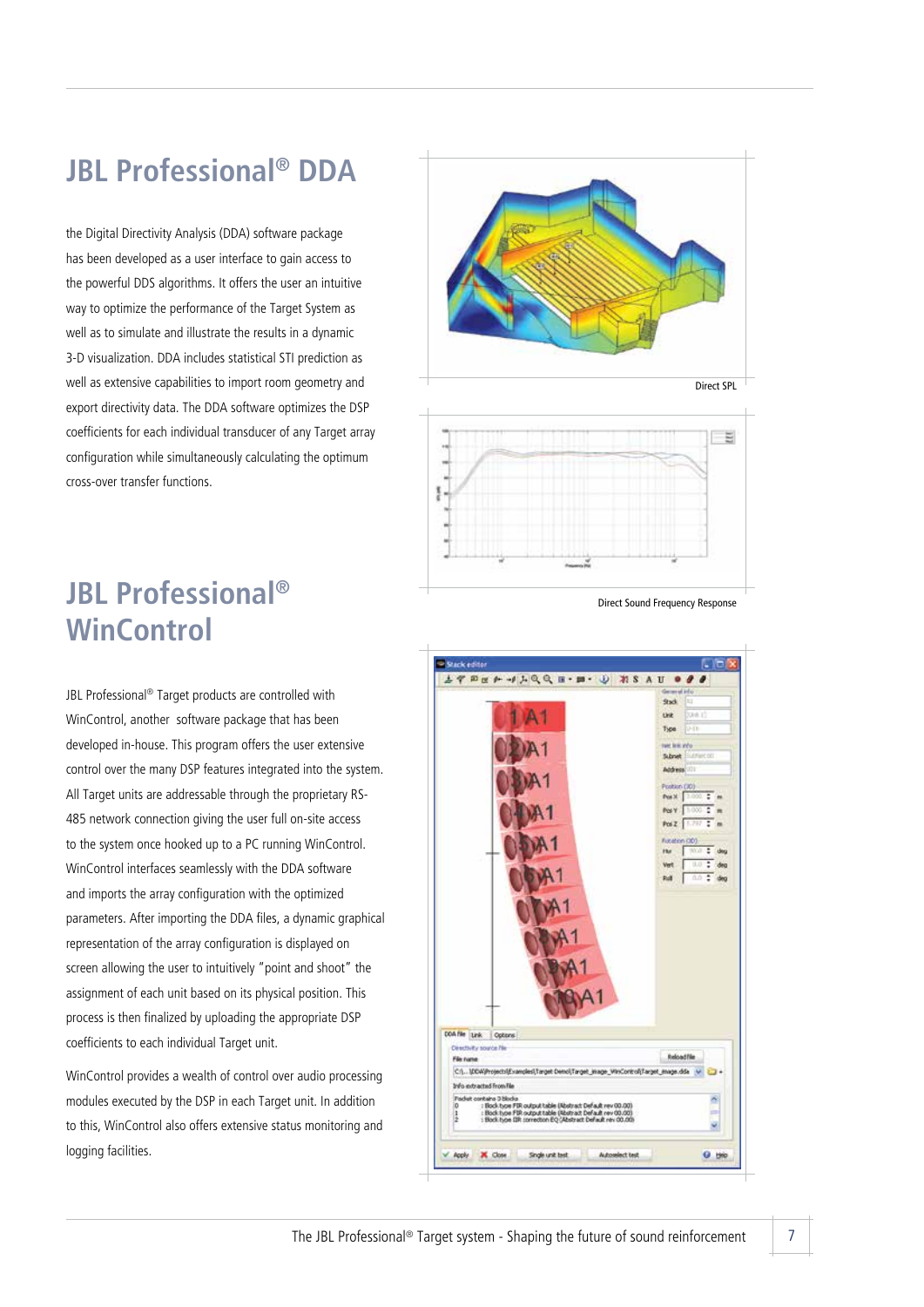# JBL Professional® DDA

the Digital Directivity Analysis (DDA) software package has been developed as a user interface to gain access to the powerful DDS algorithms. It offers the user an intuitive way to optimize the performance of the Target System as well as to simulate and illustrate the results in a dynamic 3-D visualization. DDA includes statistical STI prediction as well as extensive capabilities to import room geometry and export directivity data. The DDA software optimizes the DSP coefficients for each individual transducer of any Target array configuration while simultaneously calculating the optimum cross-over transfer functions.

Direct SPL

Direct Sound Frequency Response

# JBL Professional® WinControl

JBL Professional® Target products are controlled with WinControl, another software package that has been developed in-house. This program offers the user extensive control over the many DSP features integrated into the system. All Target units are addressable through the proprietary RS-485 network connection giving the user full on-site access to the system once hooked up to a PC running WinControl. WinControl interfaces seamlessly with the DDA software and imports the array configuration with the optimized parameters. After importing the DDA files, a dynamic graphical representation of the array configuration is displayed on screen allowing the user to intuitively "point and shoot" the assignment of each unit based on its physical position. This process is then finalized by uploading the appropriate DSP coefficients to each individual Target unit.

WinControl provides a wealth of control over audio processing modules executed by the DSP in each Target unit. In addition to this, WinControl also offers extensive status monitoring and logging facilities.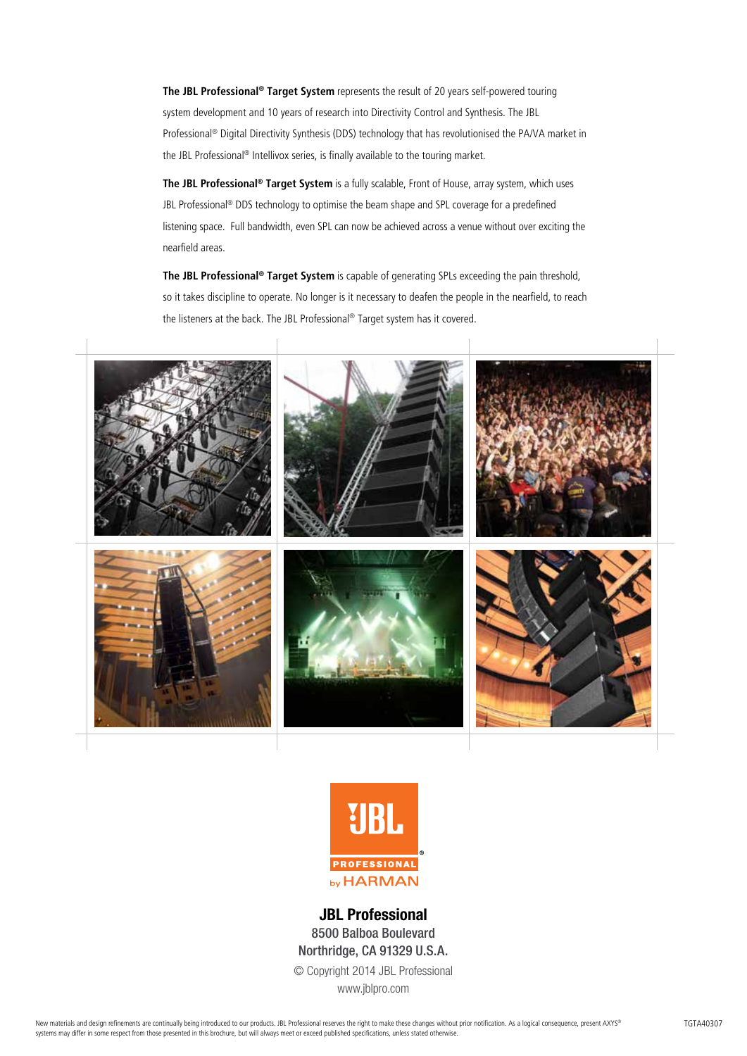**The JBL Professional® Target System** represents the result of 20 years self-powered touring system development and 10 years of research into Directivity Control and Synthesis. The JBL Professional® Digital Directivity Synthesis (DDS) technology that has revolutionised the PA/VA market in the JBL Professional® Intellivox series, is finally available to the touring market.

**The JBL Professional® Target System** is a fully scalable, Front of House, array system, which uses JBL Professional® DDS technology to optimise the beam shape and SPL coverage for a predefined listening space. Full bandwidth, even SPL can now be achieved across a venue without over exciting the nearfield areas.

**The JBL Professional® Target System** is capable of generating SPLs exceeding the pain threshold, so it takes discipline to operate. No longer is it necessary to deafen the people in the nearfield, to reach the listeners at the back. The JBL Professional® Target system has it covered.

JBL
PROFESSIONAL
by HARMAN

**JBL Professional**
8500 Balboa Boulevard
Northridge, CA 91329 U.S.A.
© Copyright 2014 JBL Professional
www.jblpro.com

New materials and design refinements are continually being introduced to our products. JBL Professional reserves the right to make these changes without prior notification. As a logical consequence, present AXYS® systems may differ in some respect from those presented in this brochure, but will always meet or exceed published specifications, unless stated otherwise.

TGTA40307